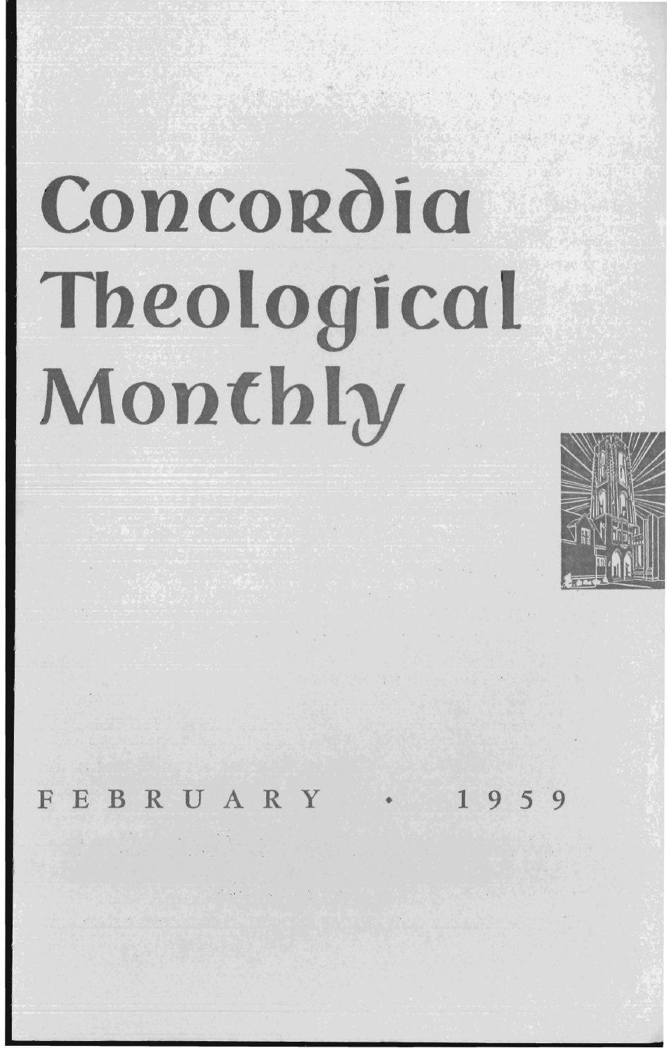# Concordia Theological Monthly

FEBRUARY • 1959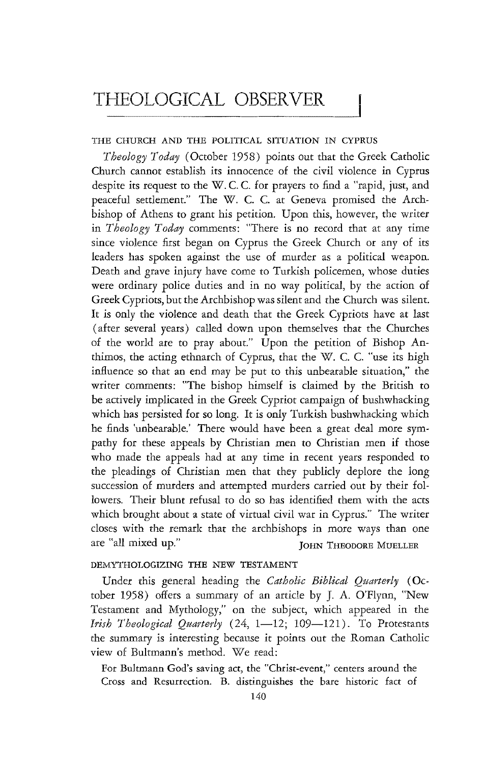# THEOLOGICAL OBSERVER

## THE CHURCH AND THE POLITICAL SITUATION IN CYPRUS

*Theology Today* (October 1958) points out that the Greek Catholic Church cannot establish its innocence of the civil violence in Cyprus despite its request to the W. C. C. for prayers to find a "rapid, just, and peaceful settlement." The W. C. C. at Geneva promised the Archbishop of Athens to grant his petition. Upon this, however, the writer in *Theology Today* comments: "There is no record that at any time since violence first began on Cyprus the Greek Church or any of its leaders has spoken against the use of murder as a political weapon. Death and grave injury have come to Turkish policemen, whose duties were ordinary police duties and in no way political, by the action of Greek Cypriots, but the Archbishop was silent and the Church was silent. It is only the violence and death that the Greek Cypriots have at last (after several years) called down upon themselves that the Churches of the world are to pray about." Upon the petition of Bishop Anthimos, the acting ethnarch of Cyprus, that the W. C. C. "use its high influence so that an end may be put to this unbearable situation," the writer comments: "The bishop himself is claimed by the British to be actively implicated in the Greek Cypriot campaign of bushwhacking which has persisted for so long. It is only Turkish bushwhacking which he finds 'unbearable.' There would have been a great deal more sympathy for these appeals by Christian men to Christian men if those who made the appeals had at any time in recent years responded to the pleadings of Christian men that they publicly deplore the long succession of murders and attempted murders carried out by their followers. Their blunt refusal to do so has identified them with the acts which brought about a state of virtual civil war in Cyprus." The writer closes with the remark that the archbishops in more ways than one are "all mixed up."

JOHN THEODORE MUELLER

## DEMYTHOLOGIZING THE NEW TESTAMENT

Under this general heading the *Catholic Biblical Quarterly* (October 1958) offers a summary of an article by J. A. O'Flynn, "New Testament and Mythology," on the subject, which appeared in the *Irish Theological Quarterly* (24, 1—12; 109—121). To Protestants the summary is interesting because it points out the Roman Catholic view of Bultmann's method. We read:

For Bultmann God's saving act, the "Christ-event," centers around the Cross and Resurrection. B. distinguishes the bare historic fact of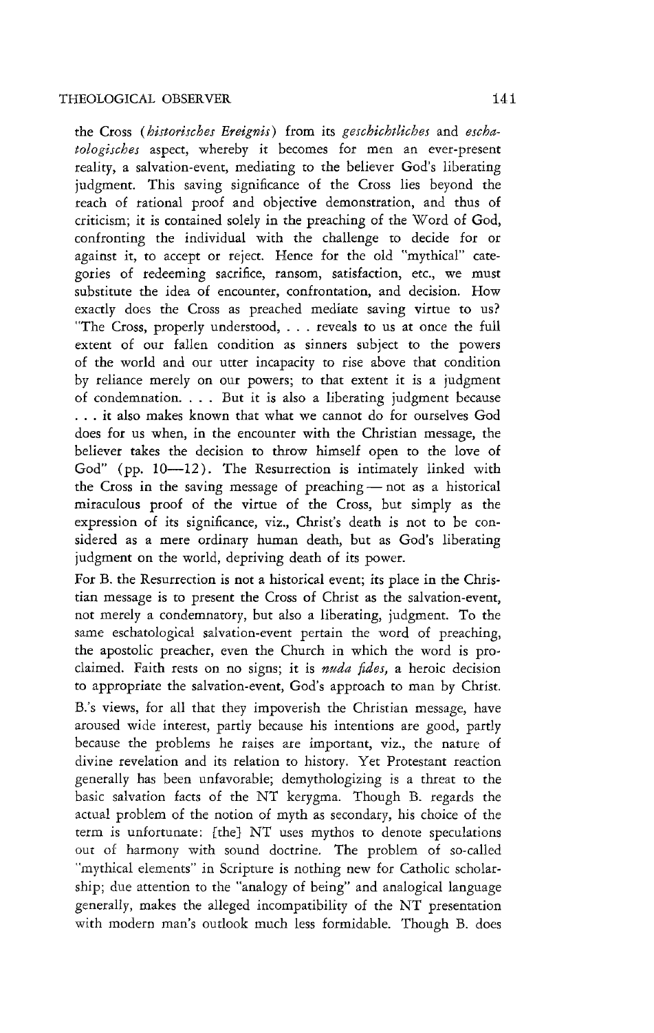the Cross (*historisches Ereignis*) from its *geschichtliches* and *eschatologisches* aspect, whereby it becomes for men an ever-present reality, a salvation-event, mediating to the believer God's liberating judgment. This saving significance of the Cross lies beyond the reach of rational proof and objective demonstration, and thus of criticism; it is contained solely in the preaching of the Word of God, confronting the individual with the challenge to decide for or against it, to accept or reject. Hence for the old "mythical" categories of redeeming sacrifice, ransom, satisfaction, etc., we must substitute the idea of encounter, confrontation, and decision. How exactly does the Cross as preached mediate saving virtue to us? "The Cross, properly understood, . . . reveals to us at once the full extent of our fallen condition as sinners subject to the powers of the world and our utter incapacity to rise above that condition by reliance merely on our powers; to that extent it is a judgment of condemnation. . . . But it is also a liberating judgment because . . . it also makes known that what we cannot do for ourselves God does for us when, in the encounter with the Christian message, the believer takes the decision to throw himself open to the love of God" (pp. 10—12). The Resurrection is intimately linked with the Cross in the saving message of preaching — not as a historical miraculous proof of the virtue of the Cross, but simply as the expression of its significance, viz., Christ's death is not to be considered as a mere ordinary human death, but as God's liberating judgment on the world, depriving death of its power.

For B. the Resurrection is not a historical event; its place in the Christian message is to present the Cross of Christ as the salvation-event, not merely a condemnatory, but also a liberating, judgment. To the same eschatological salvation-event pertain the word of preaching, the apostolic preacher, even the Church in which the word is proclaimed. Faith rests on no signs; it is *nuda fides,* a heroic decision to appropriate the salvation-event, God's approach to man by Christ.

B.'s views, for all that they impoverish the Christian message, have aroused wide interest, partly because his intentions are good, partly because the problems he raises are important, viz., the nature of divine revelation and its relation to history. Yet Protestant reaction generally has been unfavorable; demythologizing is a threat to the basic salvation facts of the NT kerygma. Though B. regards the actual problem of the notion of myth as secondary, his choice of the term is unfortunate: [the] NT uses mythos to denote speculations out of harmony with sound doctrine. The problem of so-called "mythical elements" in Scripture is nothing new for Catholic scholarship; due attention to the "analogy of being" and analogical language generally, makes the alleged incompatibility of the NT presentation with modern man's outlook much less formidable. Though B. does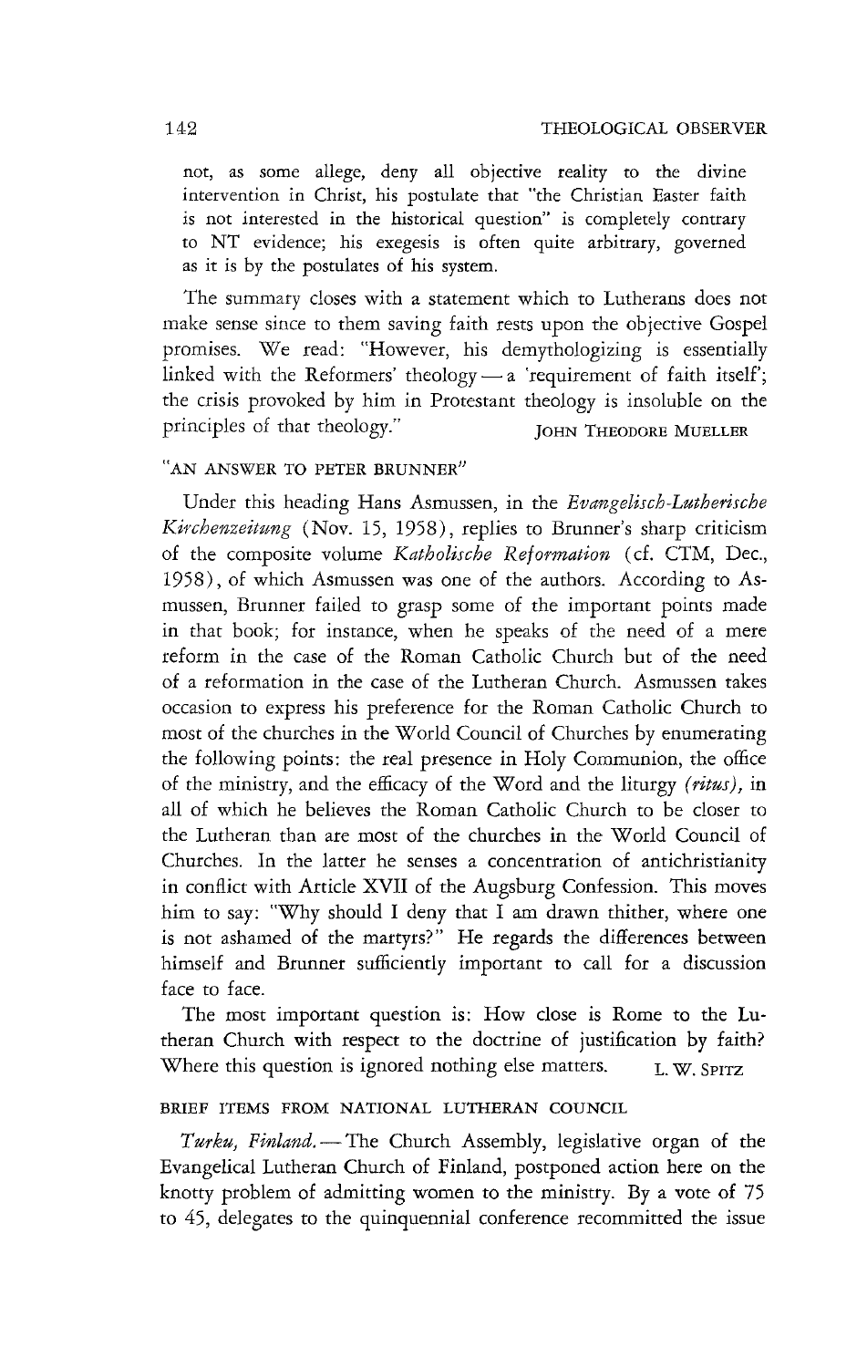not, as some allege, deny all objective reality to the divine intervention in Christ, his postulate that "the Christian Easter faith is not interested in the historical question" is completely contrary to NT evidence; his exegesis is often quite arbitrary, governed as it is by the postulates of his system.

The summary closes with a statement which to Lutherans does not make sense since to them saving faith rests upon the objective Gospel promises. We read: "However, his demythologizing is essentially linked with the Reformers' theology — a 'requirement of faith itself'; the crisis provoked by him in Protestant theology is insoluble on the principles of that theology."

JOHN THEODORE MUELLER

## "AN ANSWER TO PETER BRUNNER"

Under this heading Hans Asmussen, in the *Evangelisch-Lutherische Kirchenzeitung* (Nov. 15, 1958), replies to Brunner's sharp criticism of the composite volume *Katholische Reformation* (cf. CTM, Dec., 1958), of which Asmussen was one of the authors. According to Asmussen, Brunner failed to grasp some of the important points made in that book; for instance, when he speaks of the need of a mere reform in the case of the Roman Catholic Church but of the need of a reformation in the case of the Lutheran Church. Asmussen takes occasion to express his preference for the Roman Catholic Church to most of the churches in the World Council of Churches by enumerating the following points: the real presence in Holy Communion, the office of the ministry, and the efficacy of the Word and the liturgy *(ritus)*, in all of which he believes the Roman Catholic Church to be closer to the Lutheran than are most of the churches in the World Council of Churches. In the latter he senses a concentration of antichristianity in conflict with Article XVII of the Augsburg Confession. This moves him to say: "Why should I deny that I am drawn thither, where one is not ashamed of the martyrs?" He regards the differences between himself and Brunner sufficiently important to call for a discussion face to face.

The most important question is: How close is Rome to the Lutheran Church with respect to the doctrine of justification by faith? Where this question is ignored nothing else matters.

L. W. SPITZ

## BRIEF ITEMS FROM NATIONAL LUTHERAN COUNCIL

*Turku, Finland.* — The Church Assembly, legislative organ of the Evangelical Lutheran Church of Finland, postponed action here on the knotty problem of admitting women to the ministry. By a vote of 75 to 45, delegates to the quinquennial conference recommitted the issue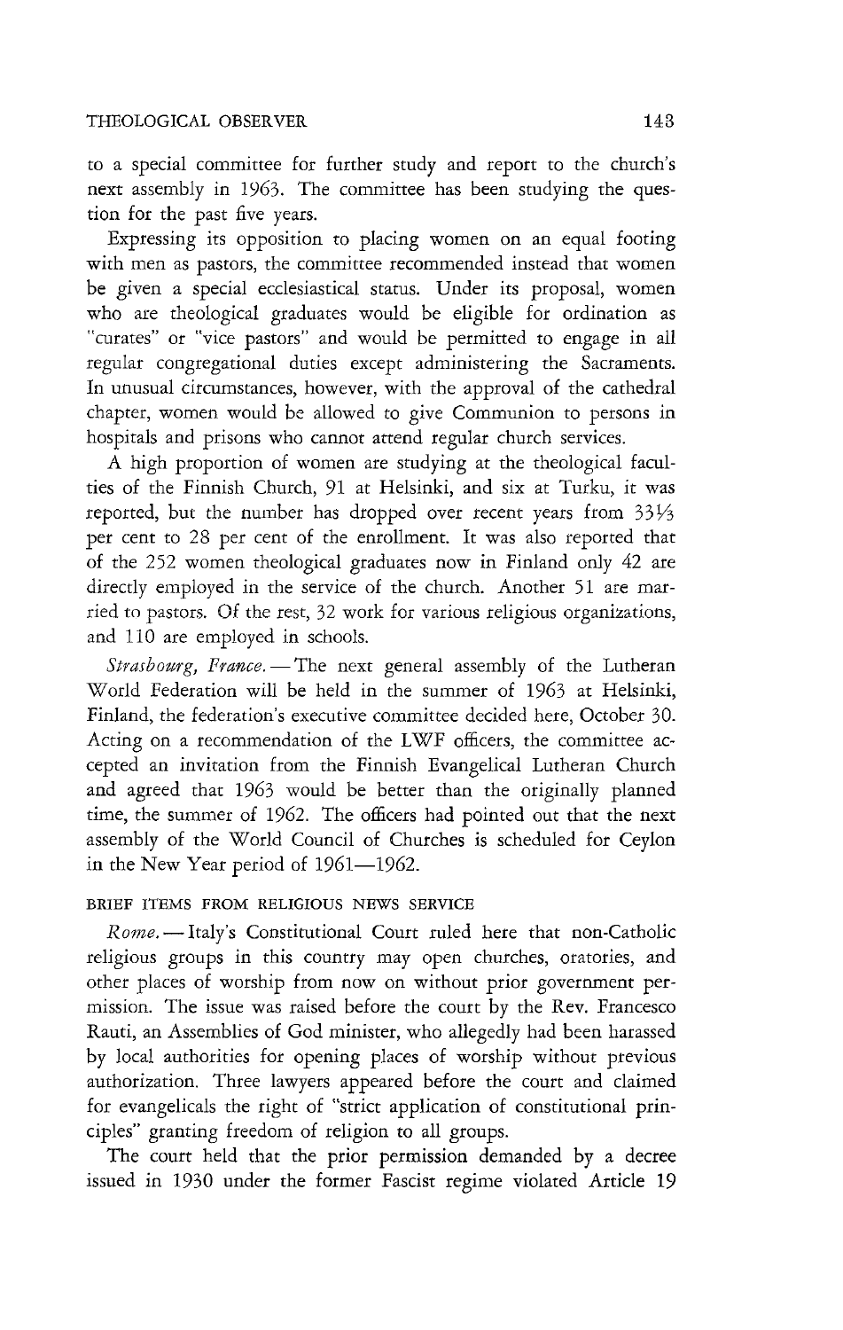to a special committee for further study and report to the church's next assembly in 1963. The committee has been studying the question for the past five years.

Expressing its opposition to placing women on an equal footing with men as pastors, the committee recommended instead that women be given a special ecclesiastical status. Under its proposal, women who are theological graduates would be eligible for ordination as "curates" or "vice pastors" and would be permitted to engage in all regular congregational duties except administering the Sacraments. In unusual circumstances, however, with the approval of the cathedral chapter, women would be allowed to give Communion to persons in hospitals and prisons who cannot attend regular church services.

A high proportion of women are studying at the theological faculties of the Finnish Church, 91 at Helsinki, and six at Turku, it was reported, but the number has dropped over recent years from 33⅓ per cent to 28 per cent of the enrollment. It was also reported that of the 252 women theological graduates now in Finland only 42 are directly employed in the service of the church. Another 51 are married to pastors. Of the rest, 32 work for various religious organizations, and 110 are employed in schools.

*Strasbourg, France.* — The next general assembly of the Lutheran World Federation will be held in the summer of 1963 at Helsinki, Finland, the federation's executive committee decided here, October 30. Acting on a recommendation of the LWF officers, the committee accepted an invitation from the Finnish Evangelical Lutheran Church and agreed that 1963 would be better than the originally planned time, the summer of 1962. The officers had pointed out that the next assembly of the World Council of Churches is scheduled for Ceylon in the New Year period of 1961—1962.

## BRIEF ITEMS FROM RELIGIOUS NEWS SERVICE

*Rome.* — Italy's Constitutional Court ruled here that non-Catholic religious groups in this country may open churches, oratories, and other places of worship from now on without prior government permission. The issue was raised before the court by the Rev. Francesco Rauti, an Assemblies of God minister, who allegedly had been harassed by local authorities for opening places of worship without previous authorization. Three lawyers appeared before the court and claimed for evangelicals the right of "strict application of constitutional principles" granting freedom of religion to all groups.

The court held that the prior permission demanded by a decree issued in 1930 under the former Fascist regime violated Article 19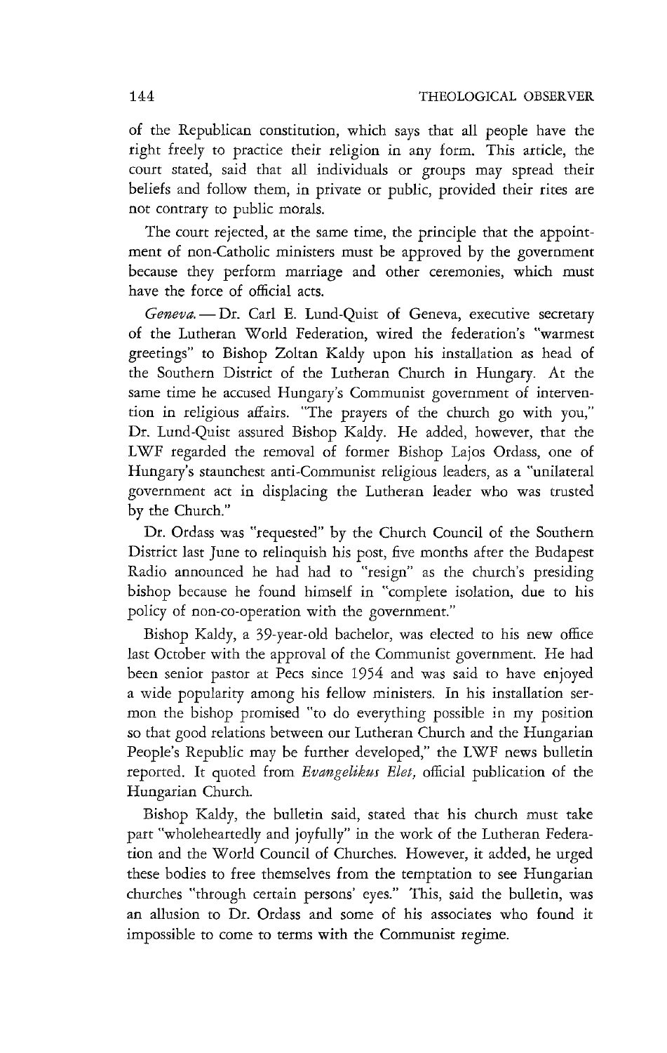of the Republican constitution, which says that all people have the right freely to practice their religion in any form. This article, the court stated, said that all individuals or groups may spread their beliefs and follow them, in private or public, provided their rites are not contrary to public morals.

The court rejected, at the same time, the principle that the appointment of non-Catholic ministers must be approved by the government because they perform marriage and other ceremonies, which must have the force of official acts.

*Geneva.* — Dr. Carl E. Lund-Quist of Geneva, executive secretary of the Lutheran World Federation, wired the federation's "warmest greetings" to Bishop Zoltan Kaldy upon his installation as head of the Southern District of the Lutheran Church in Hungary. At the same time he accused Hungary's Communist government of intervention in religious affairs. "The prayers of the church go with you," Dr. Lund-Quist assured Bishop Kaldy. He added, however, that the LWF regarded the removal of former Bishop Lajos Ordass, one of Hungary's staunchest anti-Communist religious leaders, as a "unilateral government act in displacing the Lutheran leader who was trusted by the Church."

Dr. Ordass was "requested" by the Church Council of the Southern District last June to relinquish his post, five months after the Budapest Radio announced he had had to "resign" as the church's presiding bishop because he found himself in "complete isolation, due to his policy of non-co-operation with the government."

Bishop Kaldy, a 39-year-old bachelor, was elected to his new office last October with the approval of the Communist government. He had been senior pastor at Pecs since 1954 and was said to have enjoyed a wide popularity among his fellow ministers. In his installation sermon the bishop promised "to do everything possible in my position so that good relations between our Lutheran Church and the Hungarian People's Republic may be further developed," the LWF news bulletin reported. It quoted from *Evangelikus Elet,* official publication of the Hungarian Church.

Bishop Kaldy, the bulletin said, stated that his church must take part "wholeheartedly and joyfully" in the work of the Lutheran Federation and the World Council of Churches. However, it added, he urged these bodies to free themselves from the temptation to see Hungarian churches "through certain persons' eyes." This, said the bulletin, was an allusion to Dr. Ordass and some of his associates who found it impossible to come to terms with the Communist regime.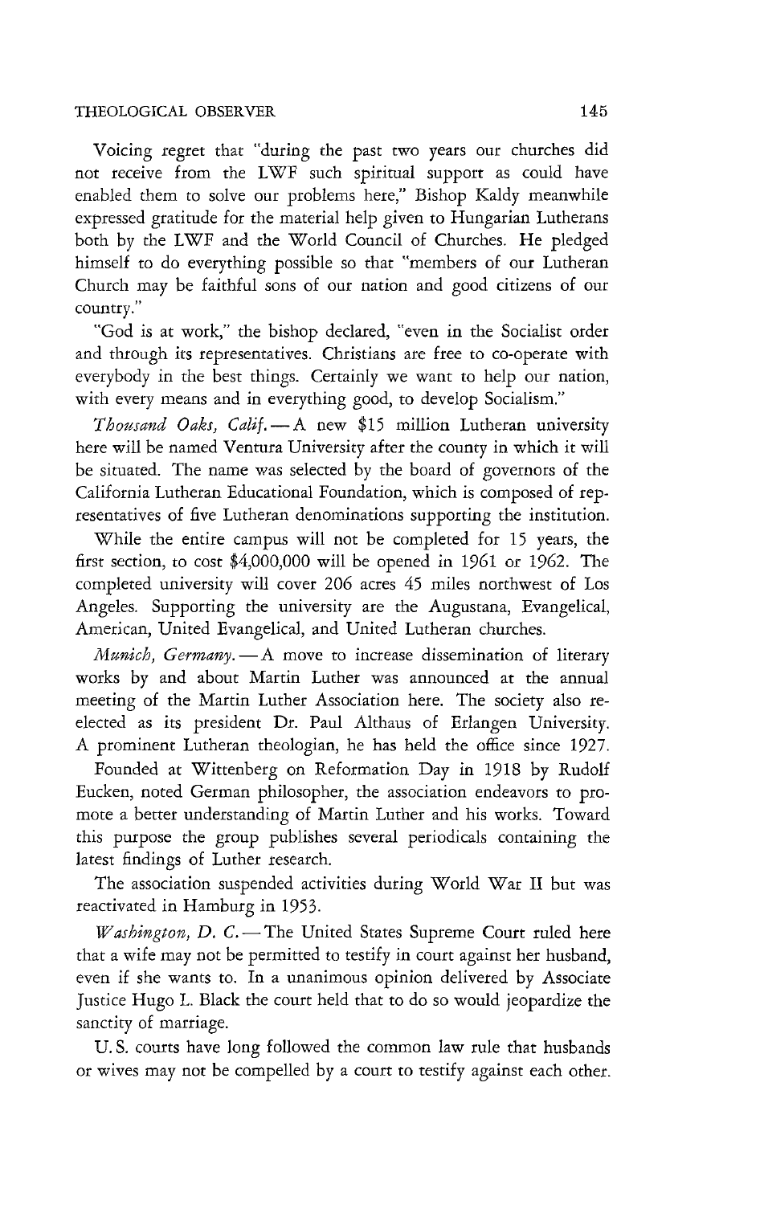Voicing regret that "during the past two years our churches did not receive from the LWF such spiritual support as could have enabled them to solve our problems here," Bishop Kaldy meanwhile expressed gratitude for the material help given to Hungarian Lutherans both by the LWF and the World Council of Churches. He pledged himself to do everything possible so that "members of our Lutheran Church may be faithful sons of our nation and good citizens of our country."

"God is at work," the bishop declared, "even in the Socialist order and through its representatives. Christians are free to co-operate with everybody in the best things. Certainly we want to help our nation, with every means and in everything good, to develop Socialism."

*Thousand Oaks, Calif.* — A new $15 million Lutheran university here will be named Ventura University after the county in which it will be situated. The name was selected by the board of governors of the California Lutheran Educational Foundation, which is composed of representatives of five Lutheran denominations supporting the institution.

While the entire campus will not be completed for 15 years, the first section, to cost $4,000,000 will be opened in 1961 or 1962. The completed university will cover 206 acres 45 miles northwest of Los Angeles. Supporting the university are the Augustana, Evangelical, American, United Evangelical, and United Lutheran churches.

*Munich, Germany.* — A move to increase dissemination of literary works by and about Martin Luther was announced at the annual meeting of the Martin Luther Association here. The society also re-elected as its president Dr. Paul Althaus of Erlangen University. A prominent Lutheran theologian, he has held the office since 1927.

Founded at Wittenberg on Reformation Day in 1918 by Rudolf Eucken, noted German philosopher, the association endeavors to promote a better understanding of Martin Luther and his works. Toward this purpose the group publishes several periodicals containing the latest findings of Luther research.

The association suspended activities during World War II but was reactivated in Hamburg in 1953.

*Washington, D. C.* — The United States Supreme Court ruled here that a wife may not be permitted to testify in court against her husband, even if she wants to. In a unanimous opinion delivered by Associate Justice Hugo L. Black the court held that to do so would jeopardize the sanctity of marriage.

U. S. courts have long followed the common law rule that husbands or wives may not be compelled by a court to testify against each other.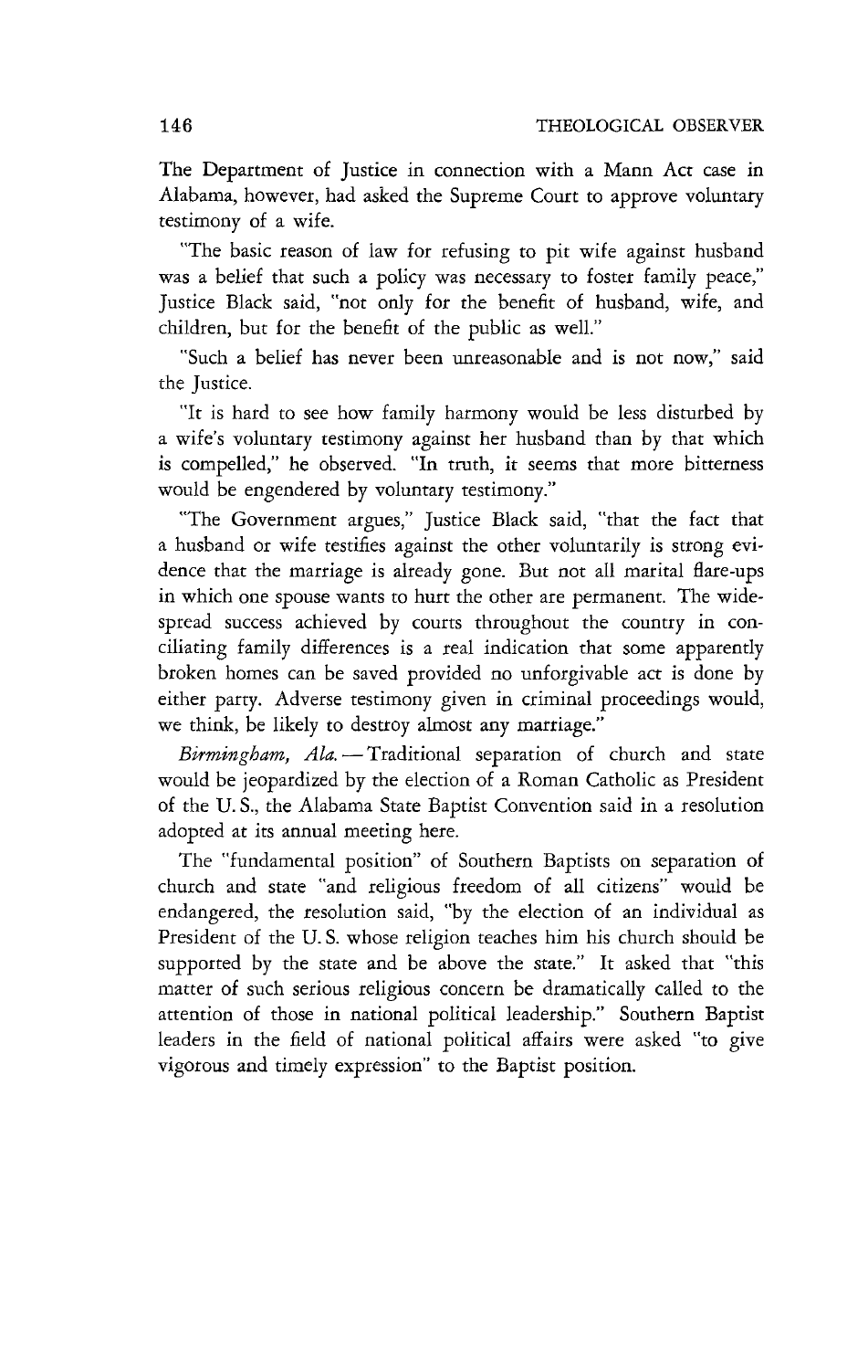The Department of Justice in connection with a Mann Act case in Alabama, however, had asked the Supreme Court to approve voluntary testimony of a wife.

"The basic reason of law for refusing to pit wife against husband was a belief that such a policy was necessary to foster family peace," Justice Black said, "not only for the benefit of husband, wife, and children, but for the benefit of the public as well."

"Such a belief has never been unreasonable and is not now," said the Justice.

"It is hard to see how family harmony would be less disturbed by a wife's voluntary testimony against her husband than by that which is compelled," he observed. "In truth, it seems that more bitterness would be engendered by voluntary testimony."

"The Government argues," Justice Black said, "that the fact that a husband or wife testifies against the other voluntarily is strong evidence that the marriage is already gone. But not all marital flare-ups in which one spouse wants to hurt the other are permanent. The widespread success achieved by courts throughout the country in conciliating family differences is a real indication that some apparently broken homes can be saved provided no unforgivable act is done by either party. Adverse testimony given in criminal proceedings would, we think, be likely to destroy almost any marriage."

*Birmingham, Ala.* — Traditional separation of church and state would be jeopardized by the election of a Roman Catholic as President of the U. S., the Alabama State Baptist Convention said in a resolution adopted at its annual meeting here.

The "fundamental position" of Southern Baptists on separation of church and state "and religious freedom of all citizens" would be endangered, the resolution said, "by the election of an individual as President of the U. S. whose religion teaches him his church should be supported by the state and be above the state." It asked that "this matter of such serious religious concern be dramatically called to the attention of those in national political leadership." Southern Baptist leaders in the field of national political affairs were asked "to give vigorous and timely expression" to the Baptist position.